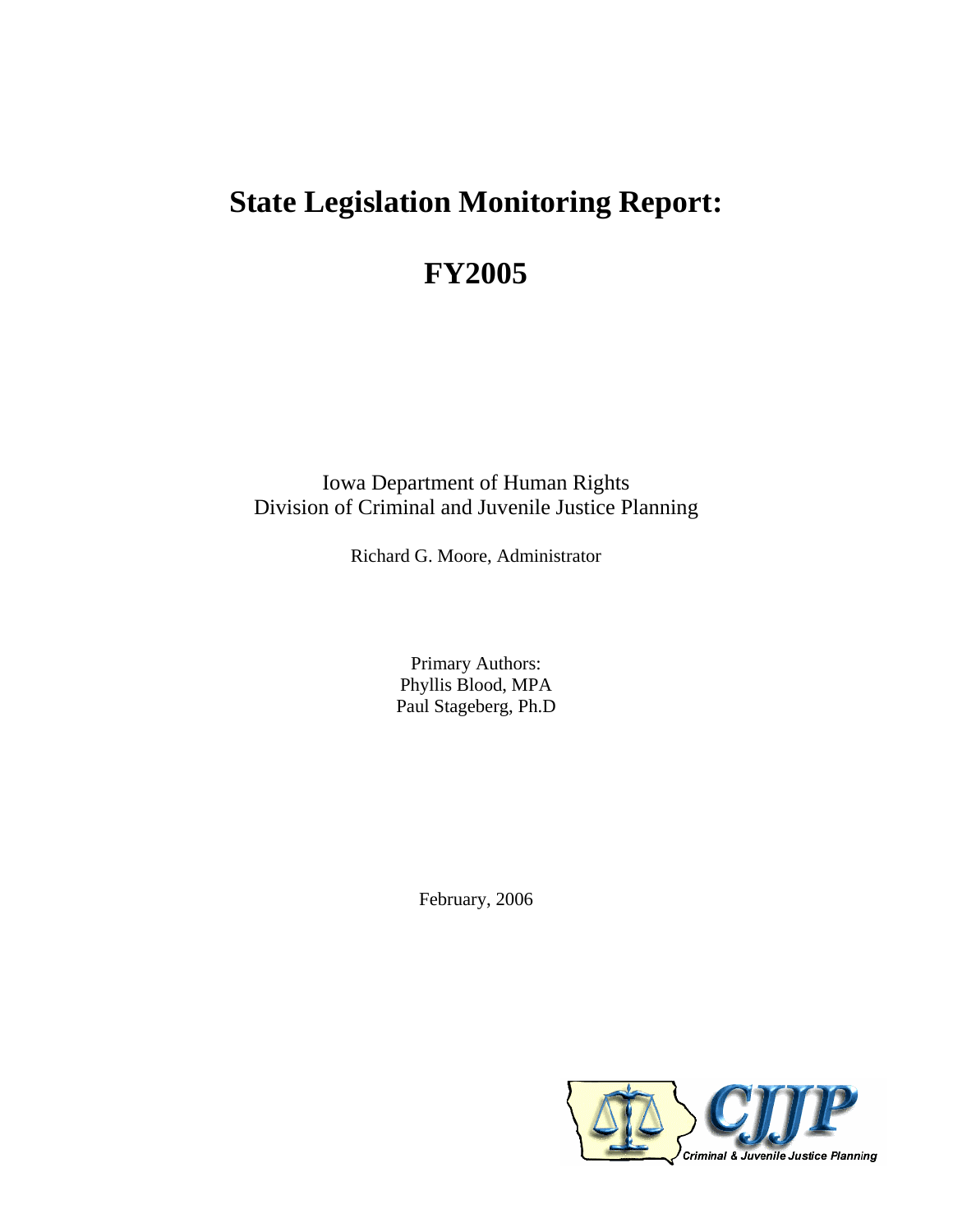# State Legislation Monitoring Report:

# FY2005

Iowa Department of Human Rights
Division of Criminal and Juvenile Justice Planning

Richard G. Moore, Administrator

Primary Authors:
Phyllis Blood, MPA
Paul Stageberg, Ph.D

February, 2006

CJJP
Criminal & Juvenile Justice Planning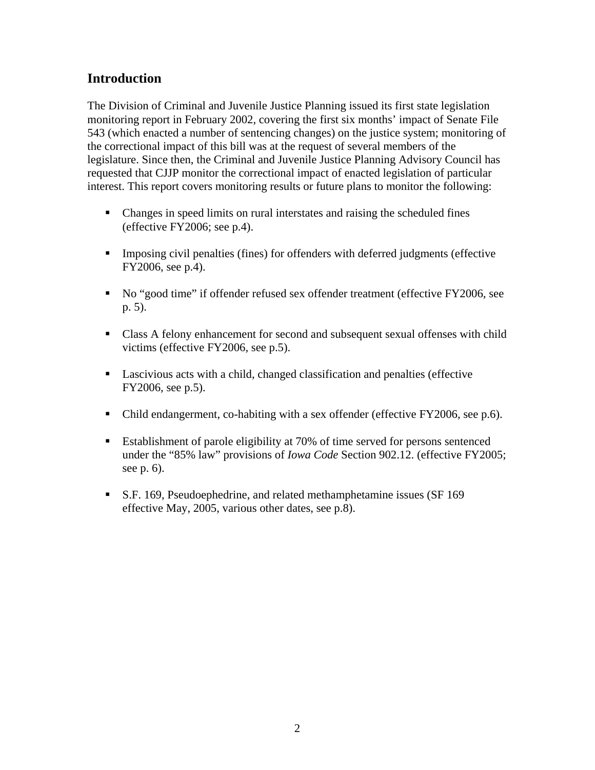## Introduction

The Division of Criminal and Juvenile Justice Planning issued its first state legislation monitoring report in February 2002, covering the first six months' impact of Senate File 543 (which enacted a number of sentencing changes) on the justice system; monitoring of the correctional impact of this bill was at the request of several members of the legislature. Since then, the Criminal and Juvenile Justice Planning Advisory Council has requested that CJJP monitor the correctional impact of enacted legislation of particular interest. This report covers monitoring results or future plans to monitor the following:

- Changes in speed limits on rural interstates and raising the scheduled fines (effective FY2006; see p.4).
- Imposing civil penalties (fines) for offenders with deferred judgments (effective FY2006, see p.4).
- No "good time" if offender refused sex offender treatment (effective FY2006, see p. 5).
- Class A felony enhancement for second and subsequent sexual offenses with child victims (effective FY2006, see p.5).
- Lascivious acts with a child, changed classification and penalties (effective FY2006, see p.5).
- Child endangerment, co-habiting with a sex offender (effective FY2006, see p.6).
- Establishment of parole eligibility at 70% of time served for persons sentenced under the "85% law" provisions of *Iowa Code* Section 902.12. (effective FY2005; see p. 6).
- S.F. 169, Pseudoephedrine, and related methamphetamine issues (SF 169 effective May, 2005, various other dates, see p.8).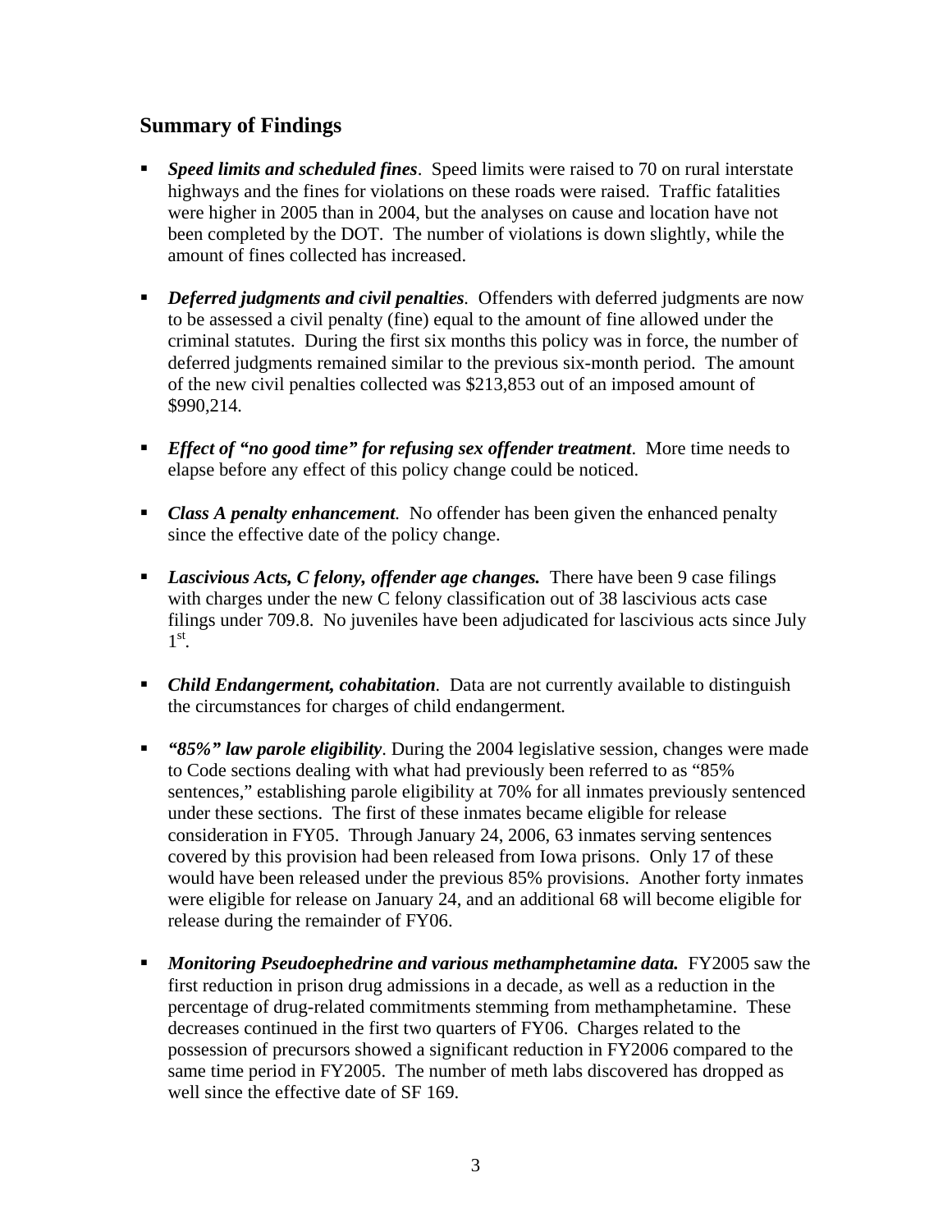## Summary of Findings

- ***Speed limits and scheduled fines***. Speed limits were raised to 70 on rural interstate highways and the fines for violations on these roads were raised. Traffic fatalities were higher in 2005 than in 2004, but the analyses on cause and location have not been completed by the DOT. The number of violations is down slightly, while the amount of fines collected has increased.

- ***Deferred judgments and civil penalties***. Offenders with deferred judgments are now to be assessed a civil penalty (fine) equal to the amount of fine allowed under the criminal statutes. During the first six months this policy was in force, the number of deferred judgments remained similar to the previous six-month period. The amount of the new civil penalties collected was $213,853 out of an imposed amount of $990,214.

- ***Effect of "no good time" for refusing sex offender treatment***. More time needs to elapse before any effect of this policy change could be noticed.

- ***Class A penalty enhancement***. No offender has been given the enhanced penalty since the effective date of the policy change.

- ***Lascivious Acts, C felony, offender age changes.*** There have been 9 case filings with charges under the new C felony classification out of 38 lascivious acts case filings under 709.8. No juveniles have been adjudicated for lascivious acts since July 1st.

- ***Child Endangerment, cohabitation***. Data are not currently available to distinguish the circumstances for charges of child endangerment.

- ***"85%" law parole eligibility***. During the 2004 legislative session, changes were made to Code sections dealing with what had previously been referred to as "85% sentences," establishing parole eligibility at 70% for all inmates previously sentenced under these sections. The first of these inmates became eligible for release consideration in FY05. Through January 24, 2006, 63 inmates serving sentences covered by this provision had been released from Iowa prisons. Only 17 of these would have been released under the previous 85% provisions. Another forty inmates were eligible for release on January 24, and an additional 68 will become eligible for release during the remainder of FY06.

- ***Monitoring Pseudoephedrine and various methamphetamine data.*** FY2005 saw the first reduction in prison drug admissions in a decade, as well as a reduction in the percentage of drug-related commitments stemming from methamphetamine. These decreases continued in the first two quarters of FY06. Charges related to the possession of precursors showed a significant reduction in FY2006 compared to the same time period in FY2005. The number of meth labs discovered has dropped as well since the effective date of SF 169.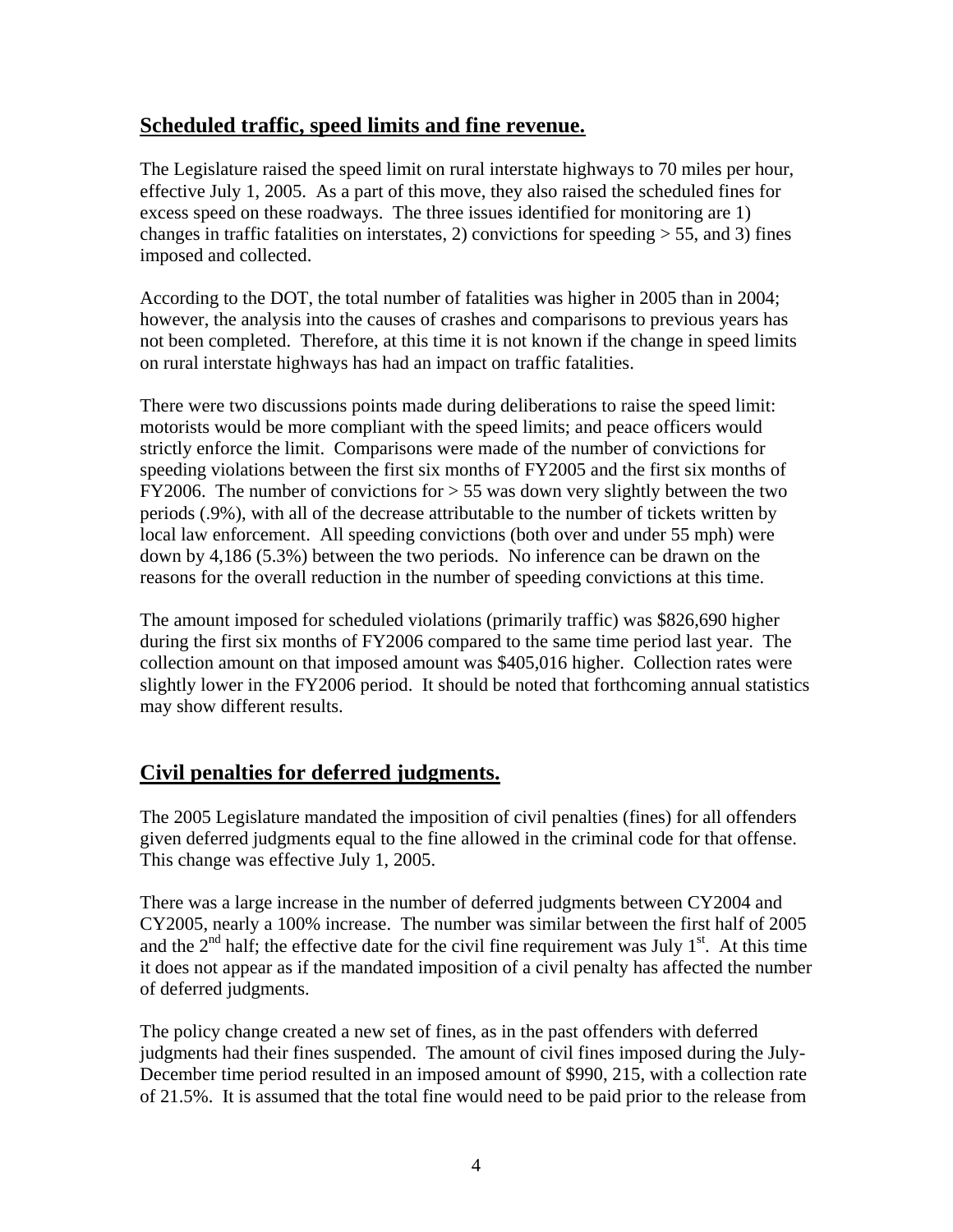## Scheduled traffic, speed limits and fine revenue.

The Legislature raised the speed limit on rural interstate highways to 70 miles per hour, effective July 1, 2005. As a part of this move, they also raised the scheduled fines for excess speed on these roadways. The three issues identified for monitoring are 1) changes in traffic fatalities on interstates, 2) convictions for speeding > 55, and 3) fines imposed and collected.

According to the DOT, the total number of fatalities was higher in 2005 than in 2004; however, the analysis into the causes of crashes and comparisons to previous years has not been completed. Therefore, at this time it is not known if the change in speed limits on rural interstate highways has had an impact on traffic fatalities.

There were two discussions points made during deliberations to raise the speed limit: motorists would be more compliant with the speed limits; and peace officers would strictly enforce the limit. Comparisons were made of the number of convictions for speeding violations between the first six months of FY2005 and the first six months of FY2006. The number of convictions for > 55 was down very slightly between the two periods (.9%), with all of the decrease attributable to the number of tickets written by local law enforcement. All speeding convictions (both over and under 55 mph) were down by 4,186 (5.3%) between the two periods. No inference can be drawn on the reasons for the overall reduction in the number of speeding convictions at this time.

The amount imposed for scheduled violations (primarily traffic) was $826,690 higher during the first six months of FY2006 compared to the same time period last year. The collection amount on that imposed amount was $405,016 higher. Collection rates were slightly lower in the FY2006 period. It should be noted that forthcoming annual statistics may show different results.

## Civil penalties for deferred judgments.

The 2005 Legislature mandated the imposition of civil penalties (fines) for all offenders given deferred judgments equal to the fine allowed in the criminal code for that offense. This change was effective July 1, 2005.

There was a large increase in the number of deferred judgments between CY2004 and CY2005, nearly a 100% increase. The number was similar between the first half of 2005 and the 2nd half; the effective date for the civil fine requirement was July 1st. At this time it does not appear as if the mandated imposition of a civil penalty has affected the number of deferred judgments.

The policy change created a new set of fines, as in the past offenders with deferred judgments had their fines suspended. The amount of civil fines imposed during the July-December time period resulted in an imposed amount of $990, 215, with a collection rate of 21.5%. It is assumed that the total fine would need to be paid prior to the release from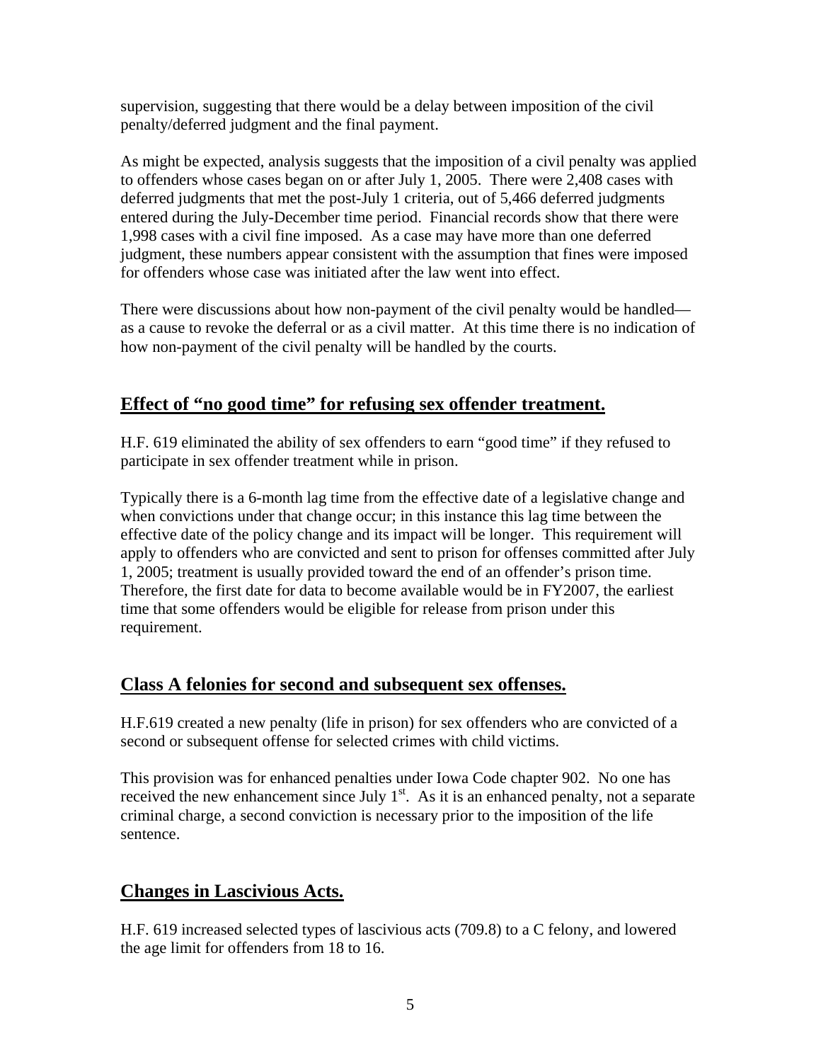supervision, suggesting that there would be a delay between imposition of the civil penalty/deferred judgment and the final payment.

As might be expected, analysis suggests that the imposition of a civil penalty was applied to offenders whose cases began on or after July 1, 2005. There were 2,408 cases with deferred judgments that met the post-July 1 criteria, out of 5,466 deferred judgments entered during the July-December time period. Financial records show that there were 1,998 cases with a civil fine imposed. As a case may have more than one deferred judgment, these numbers appear consistent with the assumption that fines were imposed for offenders whose case was initiated after the law went into effect.

There were discussions about how non-payment of the civil penalty would be handled—as a cause to revoke the deferral or as a civil matter. At this time there is no indication of how non-payment of the civil penalty will be handled by the courts.

## Effect of "no good time" for refusing sex offender treatment.

H.F. 619 eliminated the ability of sex offenders to earn "good time" if they refused to participate in sex offender treatment while in prison.

Typically there is a 6-month lag time from the effective date of a legislative change and when convictions under that change occur; in this instance this lag time between the effective date of the policy change and its impact will be longer. This requirement will apply to offenders who are convicted and sent to prison for offenses committed after July 1, 2005; treatment is usually provided toward the end of an offender's prison time. Therefore, the first date for data to become available would be in FY2007, the earliest time that some offenders would be eligible for release from prison under this requirement.

## Class A felonies for second and subsequent sex offenses.

H.F.619 created a new penalty (life in prison) for sex offenders who are convicted of a second or subsequent offense for selected crimes with child victims.

This provision was for enhanced penalties under Iowa Code chapter 902. No one has received the new enhancement since July 1st. As it is an enhanced penalty, not a separate criminal charge, a second conviction is necessary prior to the imposition of the life sentence.

## Changes in Lascivious Acts.

H.F. 619 increased selected types of lascivious acts (709.8) to a C felony, and lowered the age limit for offenders from 18 to 16.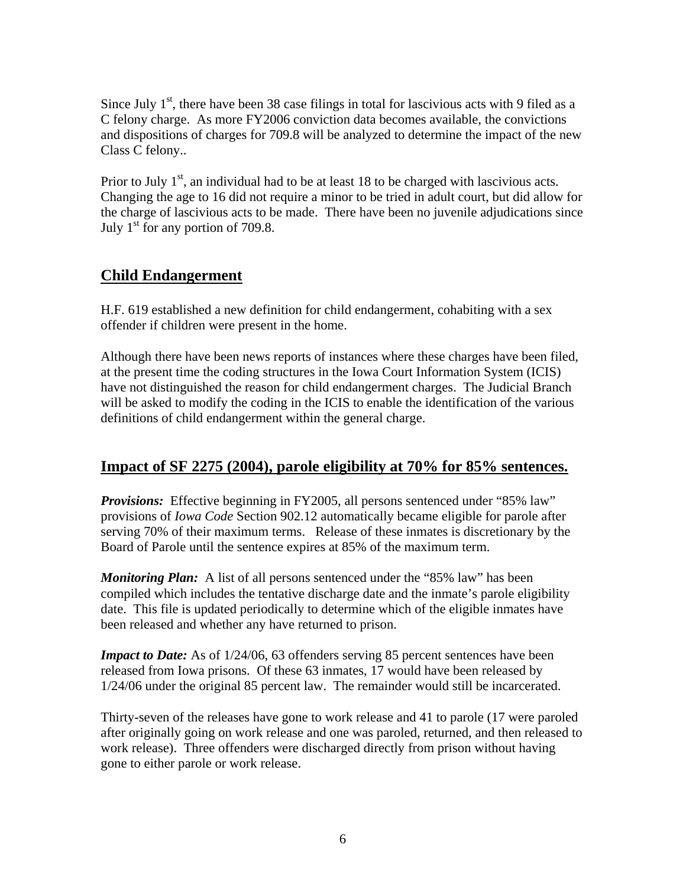Since July 1st, there have been 38 case filings in total for lascivious acts with 9 filed as a C felony charge. As more FY2006 conviction data becomes available, the convictions and dispositions of charges for 709.8 will be analyzed to determine the impact of the new Class C felony..

Prior to July 1st, an individual had to be at least 18 to be charged with lascivious acts. Changing the age to 16 did not require a minor to be tried in adult court, but did allow for the charge of lascivious acts to be made. There have been no juvenile adjudications since July 1st for any portion of 709.8.

## Child Endangerment

H.F. 619 established a new definition for child endangerment, cohabiting with a sex offender if children were present in the home.

Although there have been news reports of instances where these charges have been filed, at the present time the coding structures in the Iowa Court Information System (ICIS) have not distinguished the reason for child endangerment charges. The Judicial Branch will be asked to modify the coding in the ICIS to enable the identification of the various definitions of child endangerment within the general charge.

## Impact of SF 2275 (2004), parole eligibility at 70% for 85% sentences.

***Provisions:*** Effective beginning in FY2005, all persons sentenced under "85% law" provisions of *Iowa Code* Section 902.12 automatically became eligible for parole after serving 70% of their maximum terms. Release of these inmates is discretionary by the Board of Parole until the sentence expires at 85% of the maximum term.

***Monitoring Plan:*** A list of all persons sentenced under the "85% law" has been compiled which includes the tentative discharge date and the inmate's parole eligibility date. This file is updated periodically to determine which of the eligible inmates have been released and whether any have returned to prison.

***Impact to Date:*** As of 1/24/06, 63 offenders serving 85 percent sentences have been released from Iowa prisons. Of these 63 inmates, 17 would have been released by 1/24/06 under the original 85 percent law. The remainder would still be incarcerated.

Thirty-seven of the releases have gone to work release and 41 to parole (17 were paroled after originally going on work release and one was paroled, returned, and then released to work release). Three offenders were discharged directly from prison without having gone to either parole or work release.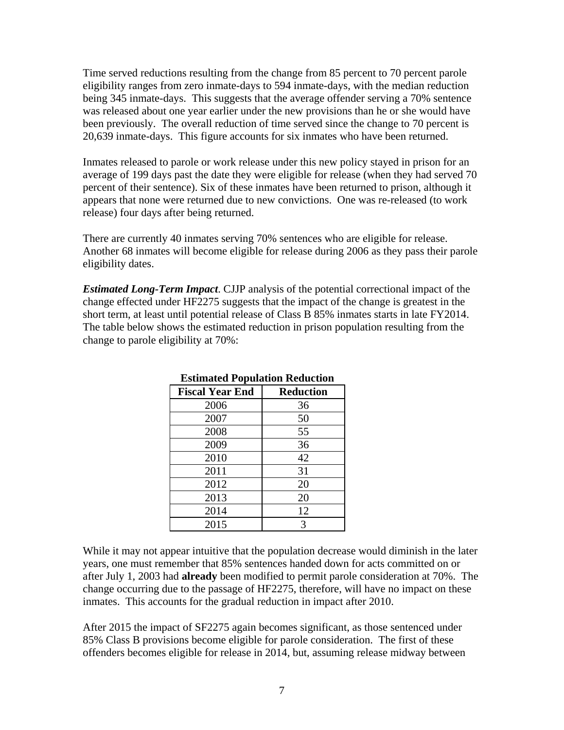Time served reductions resulting from the change from 85 percent to 70 percent parole eligibility ranges from zero inmate-days to 594 inmate-days, with the median reduction being 345 inmate-days. This suggests that the average offender serving a 70% sentence was released about one year earlier under the new provisions than he or she would have been previously. The overall reduction of time served since the change to 70 percent is 20,639 inmate-days. This figure accounts for six inmates who have been returned.

Inmates released to parole or work release under this new policy stayed in prison for an average of 199 days past the date they were eligible for release (when they had served 70 percent of their sentence). Six of these inmates have been returned to prison, although it appears that none were returned due to new convictions. One was re-released (to work release) four days after being returned.

There are currently 40 inmates serving 70% sentences who are eligible for release. Another 68 inmates will become eligible for release during 2006 as they pass their parole eligibility dates.

***Estimated Long-Term Impact***. CJJP analysis of the potential correctional impact of the change effected under HF2275 suggests that the impact of the change is greatest in the short term, at least until potential release of Class B 85% inmates starts in late FY2014. The table below shows the estimated reduction in prison population resulting from the change to parole eligibility at 70%:

**Estimated Population Reduction**

| Fiscal Year End | Reduction |
|---|---|
| 2006 | 36 |
| 2007 | 50 |
| 2008 | 55 |
| 2009 | 36 |
| 2010 | 42 |
| 2011 | 31 |
| 2012 | 20 |
| 2013 | 20 |
| 2014 | 12 |
| 2015 | 3 |

While it may not appear intuitive that the population decrease would diminish in the later years, one must remember that 85% sentences handed down for acts committed on or after July 1, 2003 had **already** been modified to permit parole consideration at 70%. The change occurring due to the passage of HF2275, therefore, will have no impact on these inmates. This accounts for the gradual reduction in impact after 2010.

After 2015 the impact of SF2275 again becomes significant, as those sentenced under 85% Class B provisions become eligible for parole consideration. The first of these offenders becomes eligible for release in 2014, but, assuming release midway between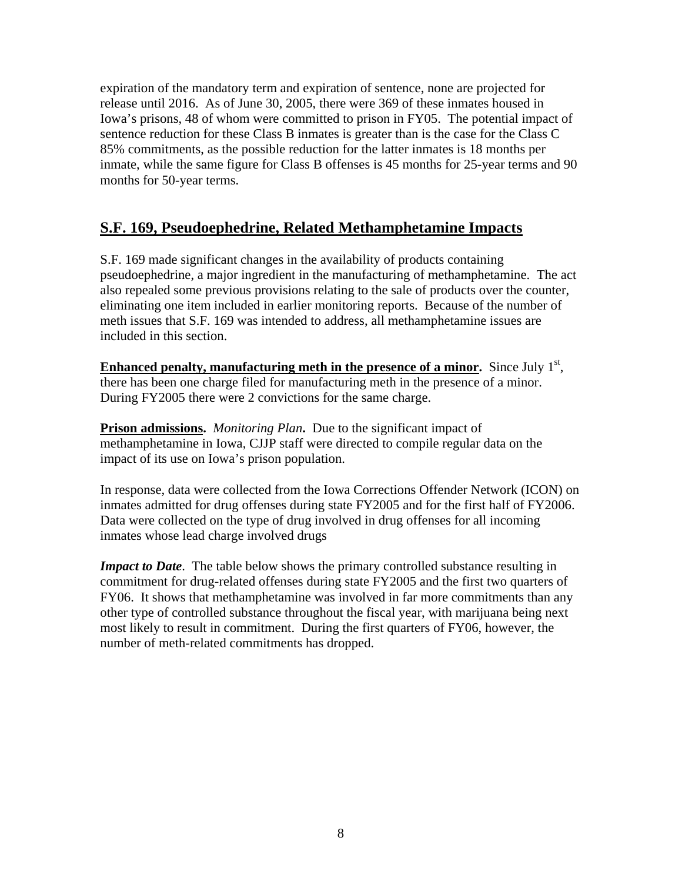expiration of the mandatory term and expiration of sentence, none are projected for release until 2016. As of June 30, 2005, there were 369 of these inmates housed in Iowa's prisons, 48 of whom were committed to prison in FY05. The potential impact of sentence reduction for these Class B inmates is greater than is the case for the Class C 85% commitments, as the possible reduction for the latter inmates is 18 months per inmate, while the same figure for Class B offenses is 45 months for 25-year terms and 90 months for 50-year terms.

## S.F. 169, Pseudoephedrine, Related Methamphetamine Impacts

S.F. 169 made significant changes in the availability of products containing pseudoephedrine, a major ingredient in the manufacturing of methamphetamine. The act also repealed some previous provisions relating to the sale of products over the counter, eliminating one item included in earlier monitoring reports. Because of the number of meth issues that S.F. 169 was intended to address, all methamphetamine issues are included in this section.

**Enhanced penalty, manufacturing meth in the presence of a minor.** Since July 1st, there has been one charge filed for manufacturing meth in the presence of a minor. During FY2005 there were 2 convictions for the same charge.

**Prison admissions.** ***Monitoring Plan*****.** Due to the significant impact of methamphetamine in Iowa, CJJP staff were directed to compile regular data on the impact of its use on Iowa's prison population.

In response, data were collected from the Iowa Corrections Offender Network (ICON) on inmates admitted for drug offenses during state FY2005 and for the first half of FY2006. Data were collected on the type of drug involved in drug offenses for all incoming inmates whose lead charge involved drugs

***Impact to Date***. The table below shows the primary controlled substance resulting in commitment for drug-related offenses during state FY2005 and the first two quarters of FY06. It shows that methamphetamine was involved in far more commitments than any other type of controlled substance throughout the fiscal year, with marijuana being next most likely to result in commitment. During the first quarters of FY06, however, the number of meth-related commitments has dropped.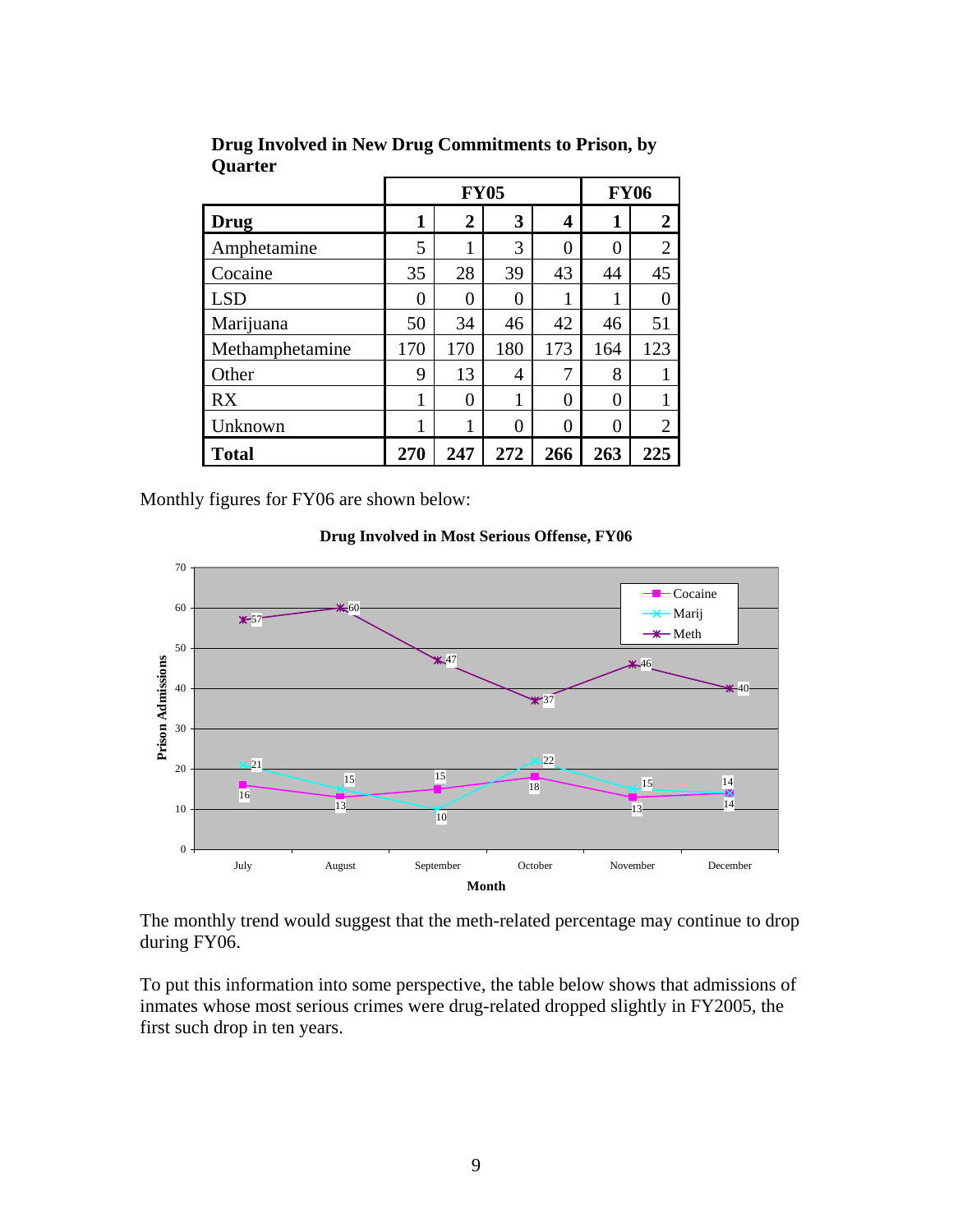**Drug Involved in New Drug Commitments to Prison, by Quarter**

| | FY05 | | | | FY06 | |
|---|---|---|---|---|---|---|
| **Drug** | **1** | **2** | **3** | **4** | **1** | **2** |
| Amphetamine | 5 | 1 | 3 | 0 | 0 | 2 |
| Cocaine | 35 | 28 | 39 | 43 | 44 | 45 |
| LSD | 0 | 0 | 0 | 1 | 1 | 0 |
| Marijuana | 50 | 34 | 46 | 42 | 46 | 51 |
| Methamphetamine | 170 | 170 | 180 | 173 | 164 | 123 |
| Other | 9 | 13 | 4 | 7 | 8 | 1 |
| RX | 1 | 0 | 1 | 0 | 0 | 1 |
| Unknown | 1 | 1 | 0 | 0 | 0 | 2 |
| **Total** | **270** | **247** | **272** | **266** | **263** | **225** |

Monthly figures for FY06 are shown below:

**Drug Involved in Most Serious Offense, FY06**

| Month | Cocaine | Marij | Meth |
|---|---|---|---|
| July | 16 | 21 | 57 |
| August | 13 | 15 | 60 |
| September | 15 | 10 | 47 |
| October | 18 | 22 | 37 |
| November | 13 | 15 | 46 |
| December | 14 | 14 | 40 |

The monthly trend would suggest that the meth-related percentage may continue to drop during FY06.

To put this information into some perspective, the table below shows that admissions of inmates whose most serious crimes were drug-related dropped slightly in FY2005, the first such drop in ten years.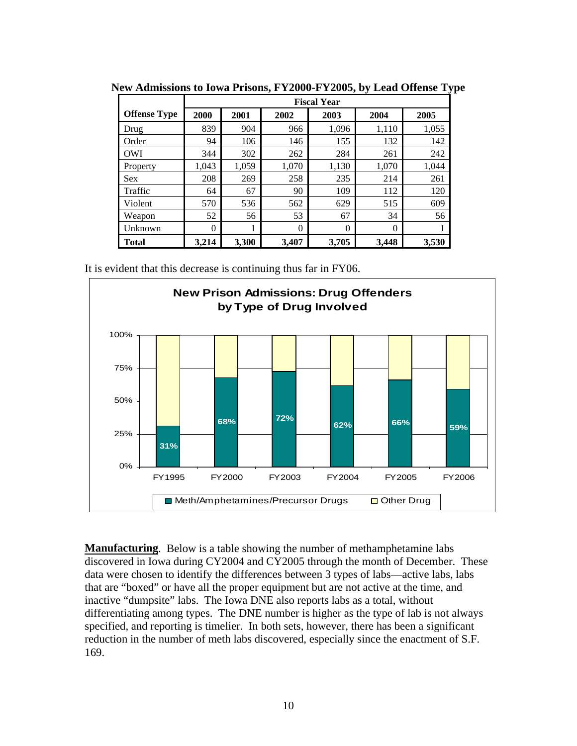**New Admissions to Iowa Prisons, FY2000-FY2005, by Lead Offense Type**

| | Fiscal Year | | | | | |
|---|---|---|---|---|---|---|
| **Offense Type** | **2000** | **2001** | **2002** | **2003** | **2004** | **2005** |
| Drug | 839 | 904 | 966 | 1,096 | 1,110 | 1,055 |
| Order | 94 | 106 | 146 | 155 | 132 | 142 |
| OWI | 344 | 302 | 262 | 284 | 261 | 242 |
| Property | 1,043 | 1,059 | 1,070 | 1,130 | 1,070 | 1,044 |
| Sex | 208 | 269 | 258 | 235 | 214 | 261 |
| Traffic | 64 | 67 | 90 | 109 | 112 | 120 |
| Violent | 570 | 536 | 562 | 629 | 515 | 609 |
| Weapon | 52 | 56 | 53 | 67 | 34 | 56 |
| Unknown | 0 | 1 | 0 | 0 | 0 | 1 |
| **Total** | **3,214** | **3,300** | **3,407** | **3,705** | **3,448** | **3,530** |

It is evident that this decrease is continuing thus far in FY06.

**New Prison Admissions: Drug Offenders by Type of Drug Involved**

| Fiscal Year | Meth/Amphetamines/Precursor Drugs |
|---|---|
| FY1995 | 31% |
| FY2000 | 68% |
| FY2003 | 72% |
| FY2004 | 62% |
| FY2005 | 66% |
| FY2006 | 59% |

■ Meth/Amphetamines/Precursor Drugs □ Other Drug

**Manufacturing**. Below is a table showing the number of methamphetamine labs discovered in Iowa during CY2004 and CY2005 through the month of December. These data were chosen to identify the differences between 3 types of labs—active labs, labs that are "boxed" or have all the proper equipment but are not active at the time, and inactive "dumpsite" labs. The Iowa DNE also reports labs as a total, without differentiating among types. The DNE number is higher as the type of lab is not always specified, and reporting is timelier. In both sets, however, there has been a significant reduction in the number of meth labs discovered, especially since the enactment of S.F. 169.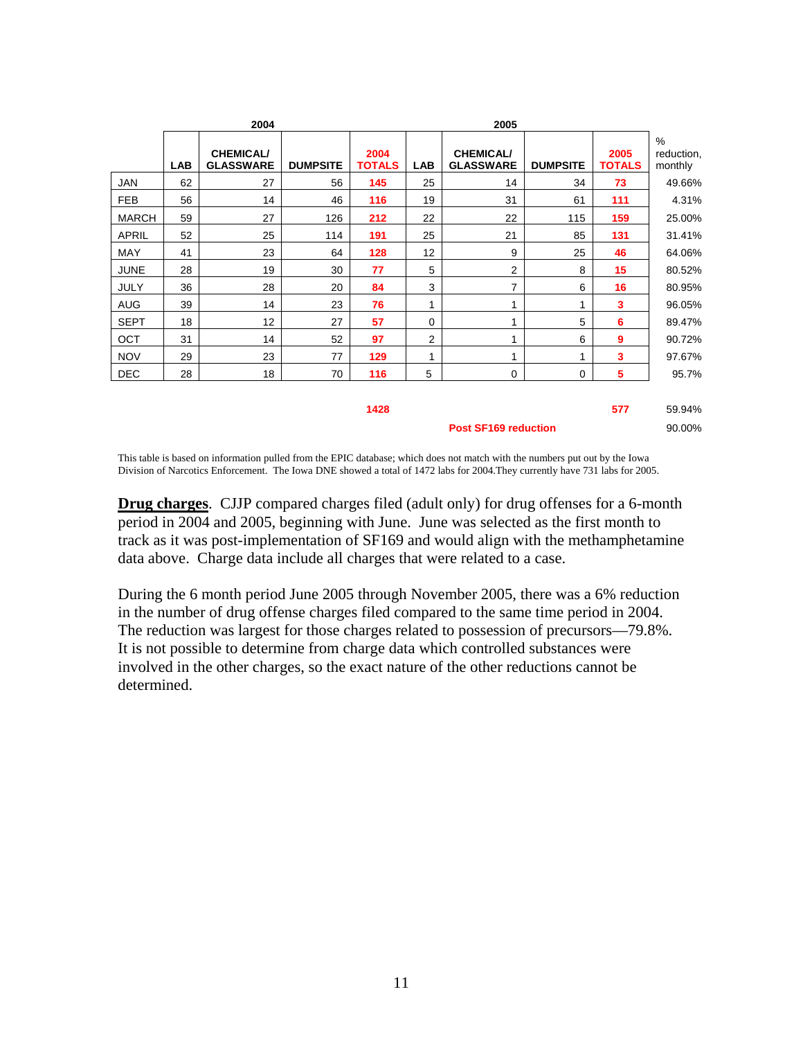| | 2004 | | | | 2005 | | | | |
|---|---|---|---|---|---|---|---|---|---|
| | LAB | CHEMICAL/ GLASSWARE | DUMPSITE | 2004 TOTALS | LAB | CHEMICAL/ GLASSWARE | DUMPSITE | 2005 TOTALS | % reduction, monthly |
| JAN | 62 | 27 | 56 | **145** | 25 | 14 | 34 | **73** | 49.66% |
| FEB | 56 | 14 | 46 | **116** | 19 | 31 | 61 | **111** | 4.31% |
| MARCH | 59 | 27 | 126 | **212** | 22 | 22 | 115 | **159** | 25.00% |
| APRIL | 52 | 25 | 114 | **191** | 25 | 21 | 85 | **131** | 31.41% |
| MAY | 41 | 23 | 64 | **128** | 12 | 9 | 25 | **46** | 64.06% |
| JUNE | 28 | 19 | 30 | **77** | 5 | 2 | 8 | **15** | 80.52% |
| JULY | 36 | 28 | 20 | **84** | 3 | 7 | 6 | **16** | 80.95% |
| AUG | 39 | 14 | 23 | **76** | 1 | 1 | 1 | **3** | 96.05% |
| SEPT | 18 | 12 | 27 | **57** | 0 | 1 | 5 | **6** | 89.47% |
| OCT | 31 | 14 | 52 | **97** | 2 | 1 | 6 | **9** | 90.72% |
| NOV | 29 | 23 | 77 | **129** | 1 | 1 | 1 | **3** | 97.67% |
| DEC | 28 | 18 | 70 | **116** | 5 | 0 | 0 | **5** | 95.7% |
| | | | | **1428** | | | | **577** | 59.94% |
| | | | | | | **Post SF169 reduction** | | | 90.00% |

This table is based on information pulled from the EPIC database; which does not match with the numbers put out by the Iowa Division of Narcotics Enforcement. The Iowa DNE showed a total of 1472 labs for 2004.They currently have 731 labs for 2005.

**Drug charges**. CJJP compared charges filed (adult only) for drug offenses for a 6-month period in 2004 and 2005, beginning with June. June was selected as the first month to track as it was post-implementation of SF169 and would align with the methamphetamine data above. Charge data include all charges that were related to a case.

During the 6 month period June 2005 through November 2005, there was a 6% reduction in the number of drug offense charges filed compared to the same time period in 2004. The reduction was largest for those charges related to possession of precursors—79.8%. It is not possible to determine from charge data which controlled substances were involved in the other charges, so the exact nature of the other reductions cannot be determined.